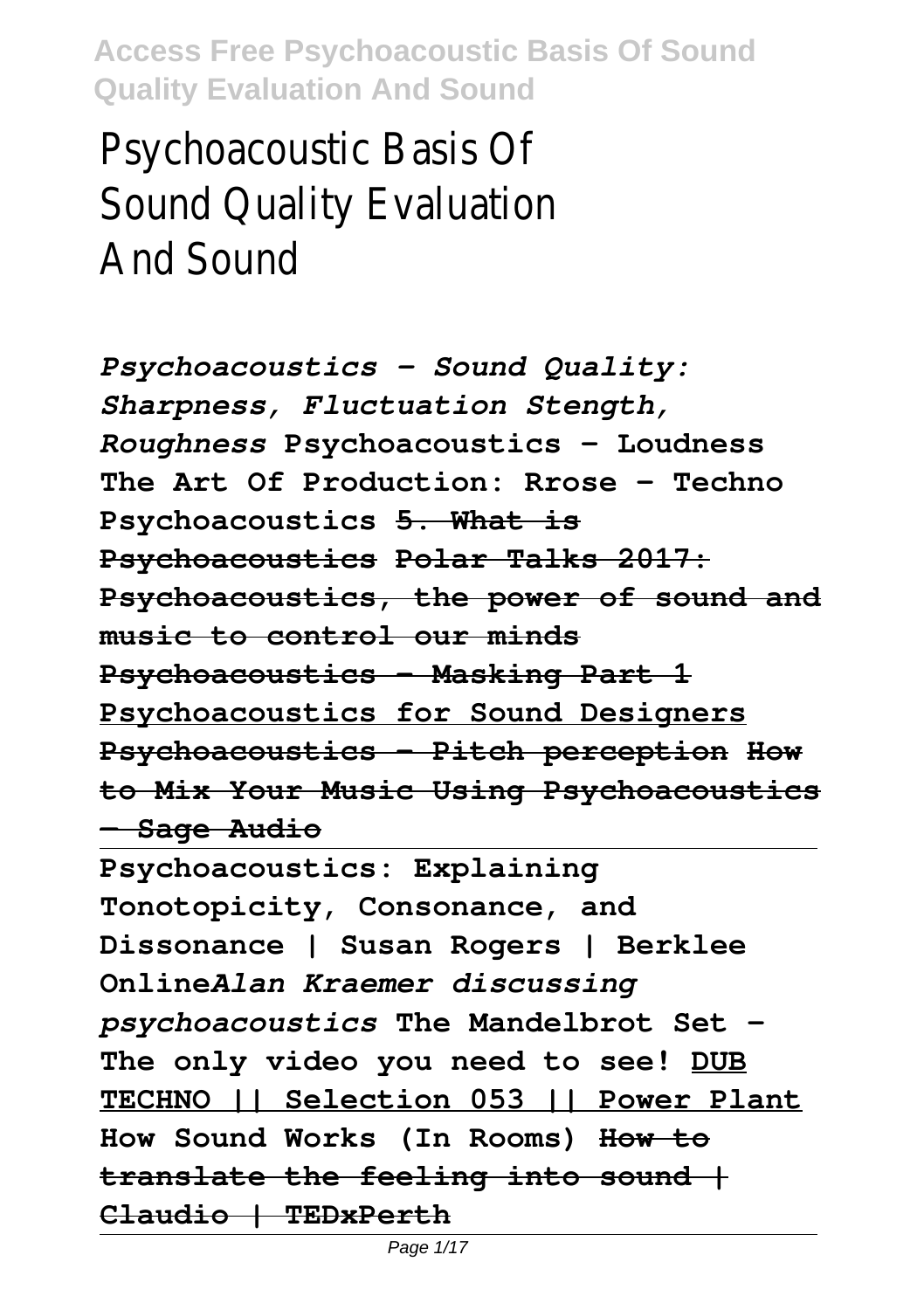# Psychoacoustic Basis Of Sound Quality Evaluation And Sound

*Psychoacoustics - Sound Quality: Sharpness, Fluctuation Stength, Roughness* **Psychoacoustics - Loudness The Art Of Production: Rrose - Techno Psychoacoustics** ~~**5. What is Psychoacoustics**~~ ~~**Polar Talks 2017: Psychoacoustics, the power of sound and music to control our minds**~~
**Psychoacoustics - Masking Part 1**
**Psychoacoustics for Sound Designers**
~~**Psychoacoustics - Pitch perception**~~ ~~**How to Mix Your Music Using Psychoacoustics - Sage Audio**~~

**Psychoacoustics: Explaining Tonotopicity, Consonance, and Dissonance | Susan Rogers | Berklee Online***Alan Kraemer discussing psychoacoustics* **The Mandelbrot Set - The only video you need to see!** **DUB TECHNO || Selection 053 || Power Plant** **How Sound Works (In Rooms)** ~~**How to translate the feeling into sound | Claudio | TEDxPerth**~~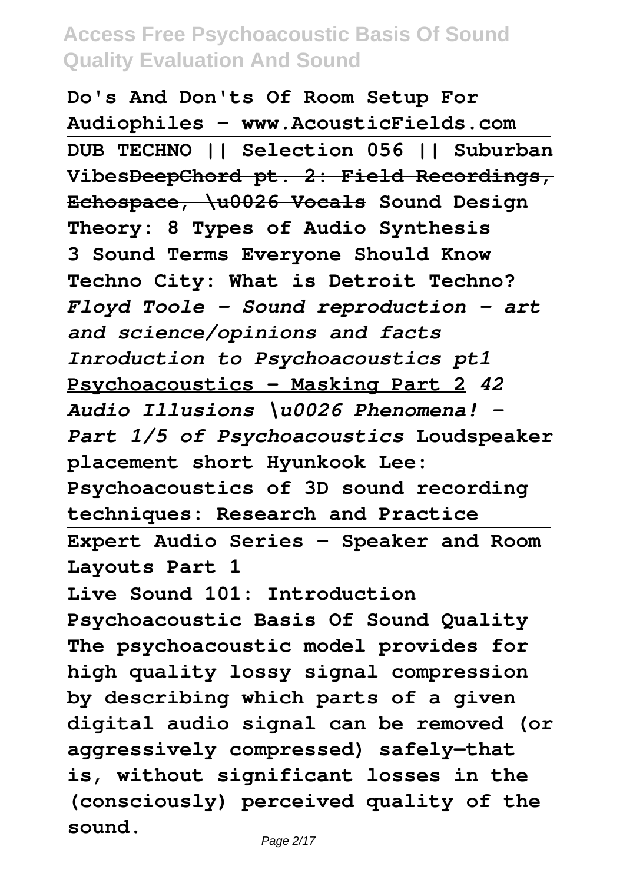**Do's And Don'ts Of Room Setup For Audiophiles - www.AcousticFields.com**

**DUB TECHNO || Selection 056 || Suburban Vibes~~DeepChord pt. 2: Field Recordings, Echospace, \u0026 Vocals~~ Sound Design Theory: 8 Types of Audio Synthesis**

**3 Sound Terms Everyone Should Know**

**Techno City: What is Detroit Techno?** ***Floyd Toole - Sound reproduction - art and science/opinions and facts*** ***Inroduction to Psychoacoustics pt1*** **Psychoacoustics - Masking Part 2** ***42 Audio Illusions \u0026 Phenomena! - Part 1/5 of Psychoacoustics*** **Loudspeaker placement short Hyunkook Lee: Psychoacoustics of 3D sound recording techniques: Research and Practice**

**Expert Audio Series - Speaker and Room Layouts Part 1**

**Live Sound 101: Introduction**

**Psychoacoustic Basis Of Sound Quality**

**The psychoacoustic model provides for high quality lossy signal compression by describing which parts of a given digital audio signal can be removed (or aggressively compressed) safely—that is, without significant losses in the (consciously) perceived quality of the sound.**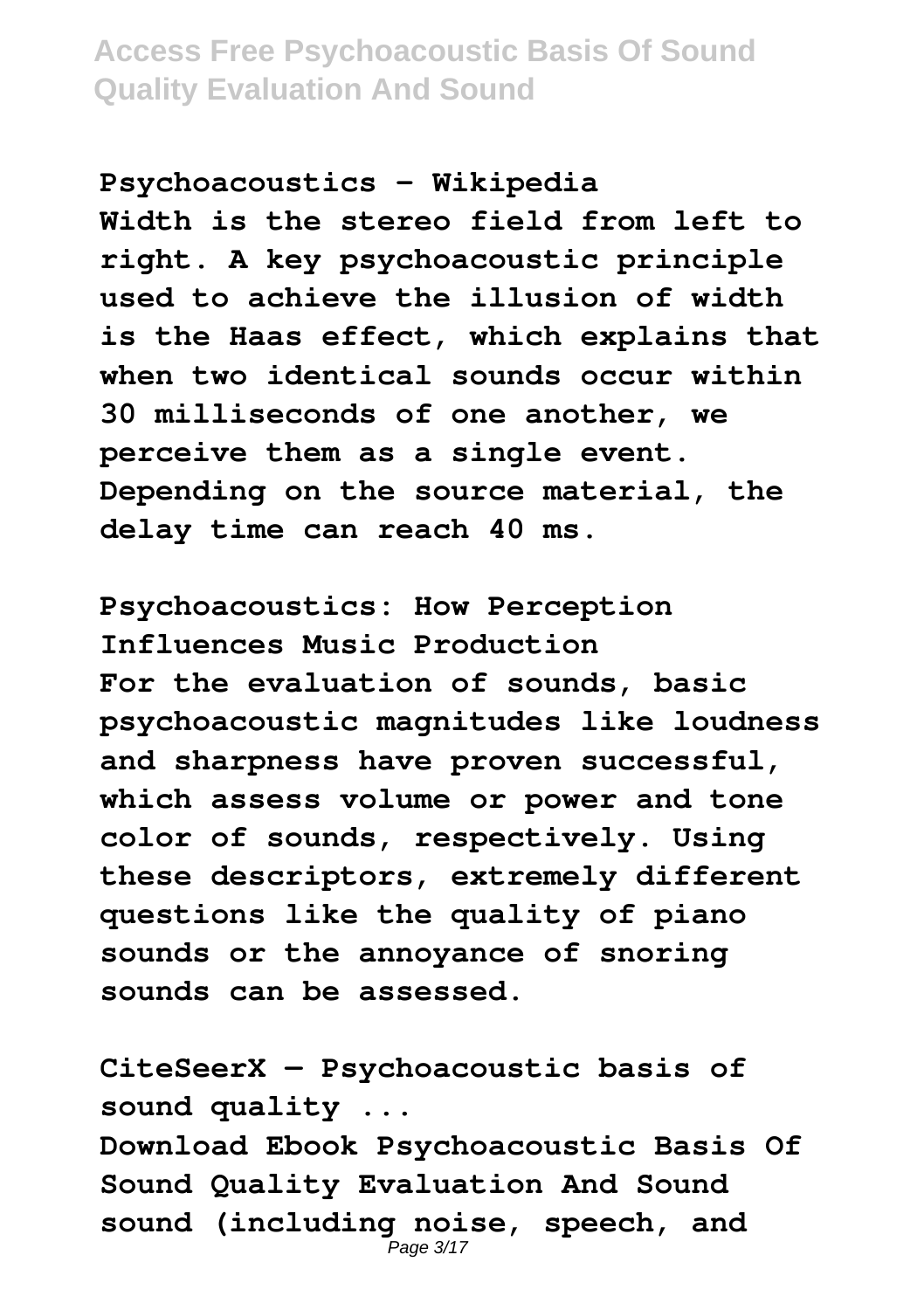**Psychoacoustics - Wikipedia**
**Width is the stereo field from left to right. A key psychoacoustic principle used to achieve the illusion of width is the Haas effect, which explains that when two identical sounds occur within 30 milliseconds of one another, we perceive them as a single event. Depending on the source material, the delay time can reach 40 ms.**

**Psychoacoustics: How Perception Influences Music Production**
**For the evaluation of sounds, basic psychoacoustic magnitudes like loudness and sharpness have proven successful, which assess volume or power and tone color of sounds, respectively. Using these descriptors, extremely different questions like the quality of piano sounds or the annoyance of snoring sounds can be assessed.**

**CiteSeerX — Psychoacoustic basis of sound quality ...**
**Download Ebook Psychoacoustic Basis Of Sound Quality Evaluation And Sound sound (including noise, speech, and**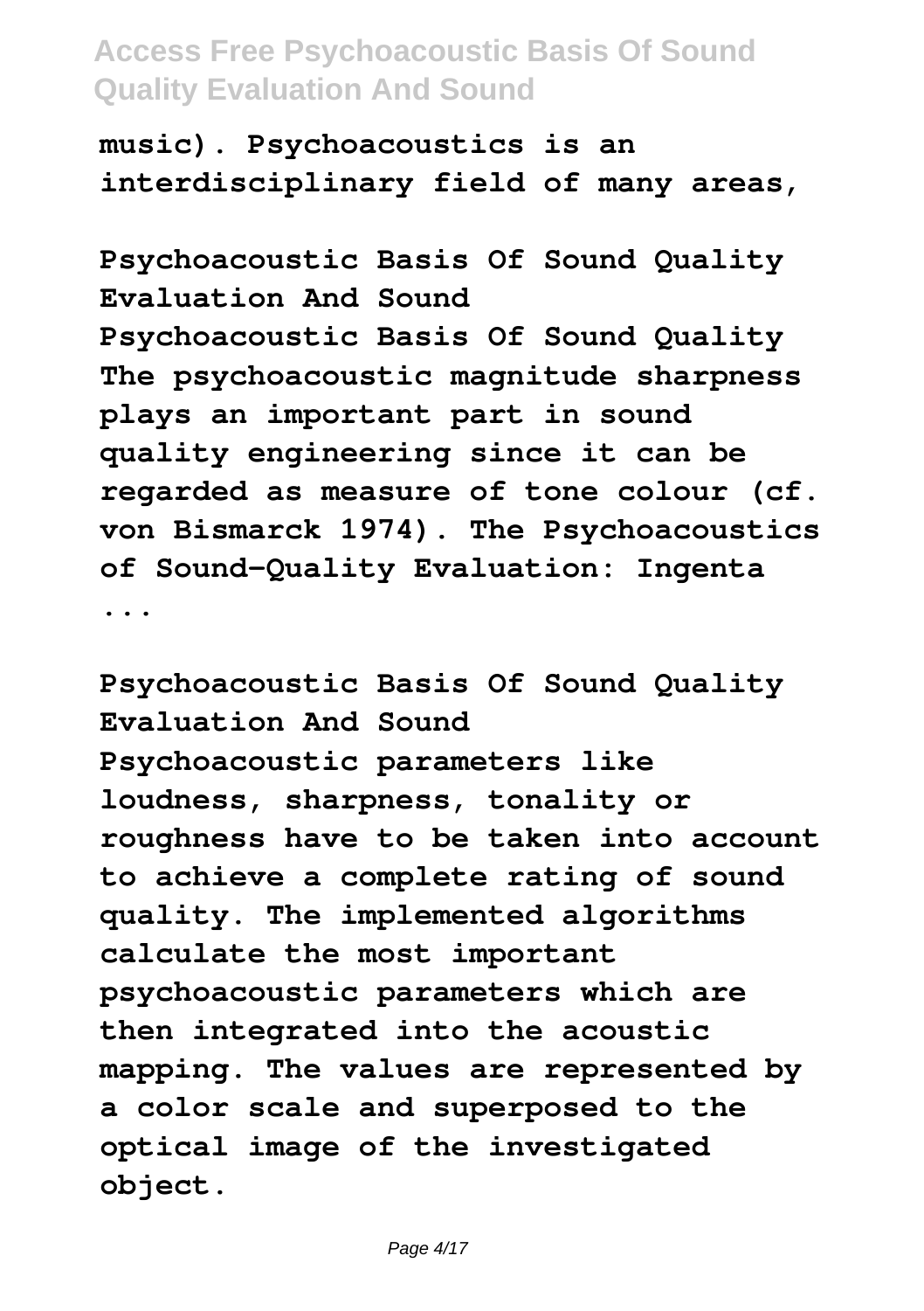**music). Psychoacoustics is an interdisciplinary field of many areas,**

**Psychoacoustic Basis Of Sound Quality Evaluation And Sound**
**Psychoacoustic Basis Of Sound Quality The psychoacoustic magnitude sharpness plays an important part in sound quality engineering since it can be regarded as measure of tone colour (cf. von Bismarck 1974). The Psychoacoustics of Sound-Quality Evaluation: Ingenta ...**

**Psychoacoustic Basis Of Sound Quality Evaluation And Sound**
**Psychoacoustic parameters like loudness, sharpness, tonality or roughness have to be taken into account to achieve a complete rating of sound quality. The implemented algorithms calculate the most important psychoacoustic parameters which are then integrated into the acoustic mapping. The values are represented by a color scale and superposed to the optical image of the investigated object.**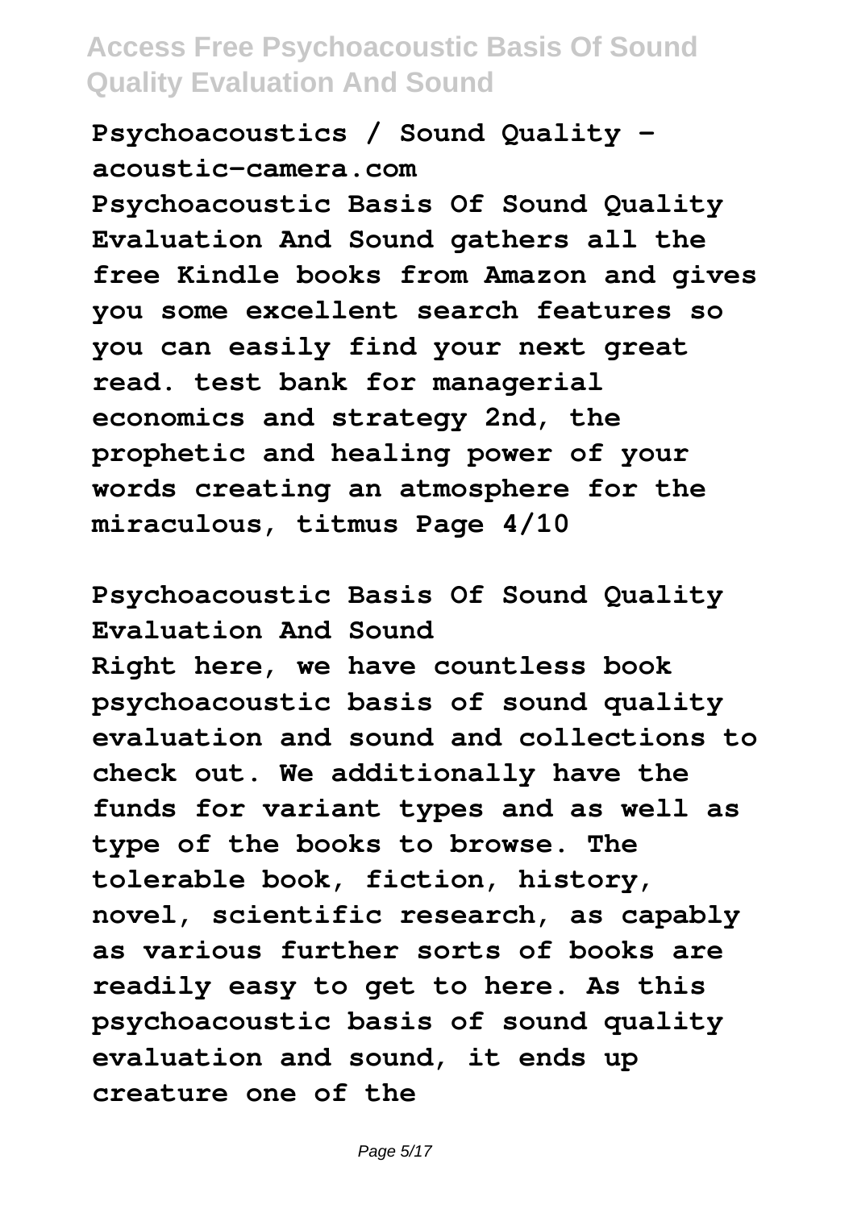**Psychoacoustics / Sound Quality - acoustic-camera.com**

**Psychoacoustic Basis Of Sound Quality Evaluation And Sound gathers all the free Kindle books from Amazon and gives you some excellent search features so you can easily find your next great read. test bank for managerial economics and strategy 2nd, the prophetic and healing power of your words creating an atmosphere for the miraculous, titmus Page 4/10**

**Psychoacoustic Basis Of Sound Quality Evaluation And Sound**

**Right here, we have countless book psychoacoustic basis of sound quality evaluation and sound and collections to check out. We additionally have the funds for variant types and as well as type of the books to browse. The tolerable book, fiction, history, novel, scientific research, as capably as various further sorts of books are readily easy to get to here. As this psychoacoustic basis of sound quality evaluation and sound, it ends up creature one of the**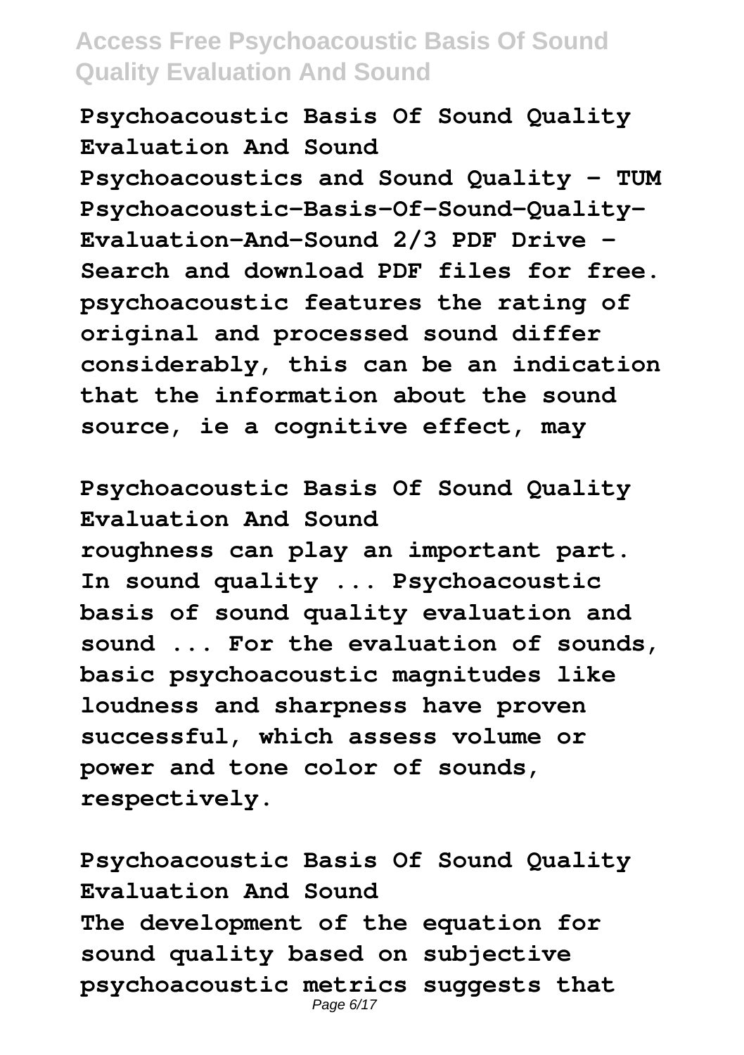**Psychoacoustic Basis Of Sound Quality Evaluation And Sound**

**Psychoacoustics and Sound Quality - TUM Psychoacoustic-Basis-Of-Sound-Quality-Evaluation-And-Sound 2/3 PDF Drive - Search and download PDF files for free. psychoacoustic features the rating of original and processed sound differ considerably, this can be an indication that the information about the sound source, ie a cognitive effect, may**

**Psychoacoustic Basis Of Sound Quality Evaluation And Sound**

**roughness can play an important part. In sound quality ... Psychoacoustic basis of sound quality evaluation and sound ... For the evaluation of sounds, basic psychoacoustic magnitudes like loudness and sharpness have proven successful, which assess volume or power and tone color of sounds, respectively.**

**Psychoacoustic Basis Of Sound Quality Evaluation And Sound**

**The development of the equation for sound quality based on subjective psychoacoustic metrics suggests that**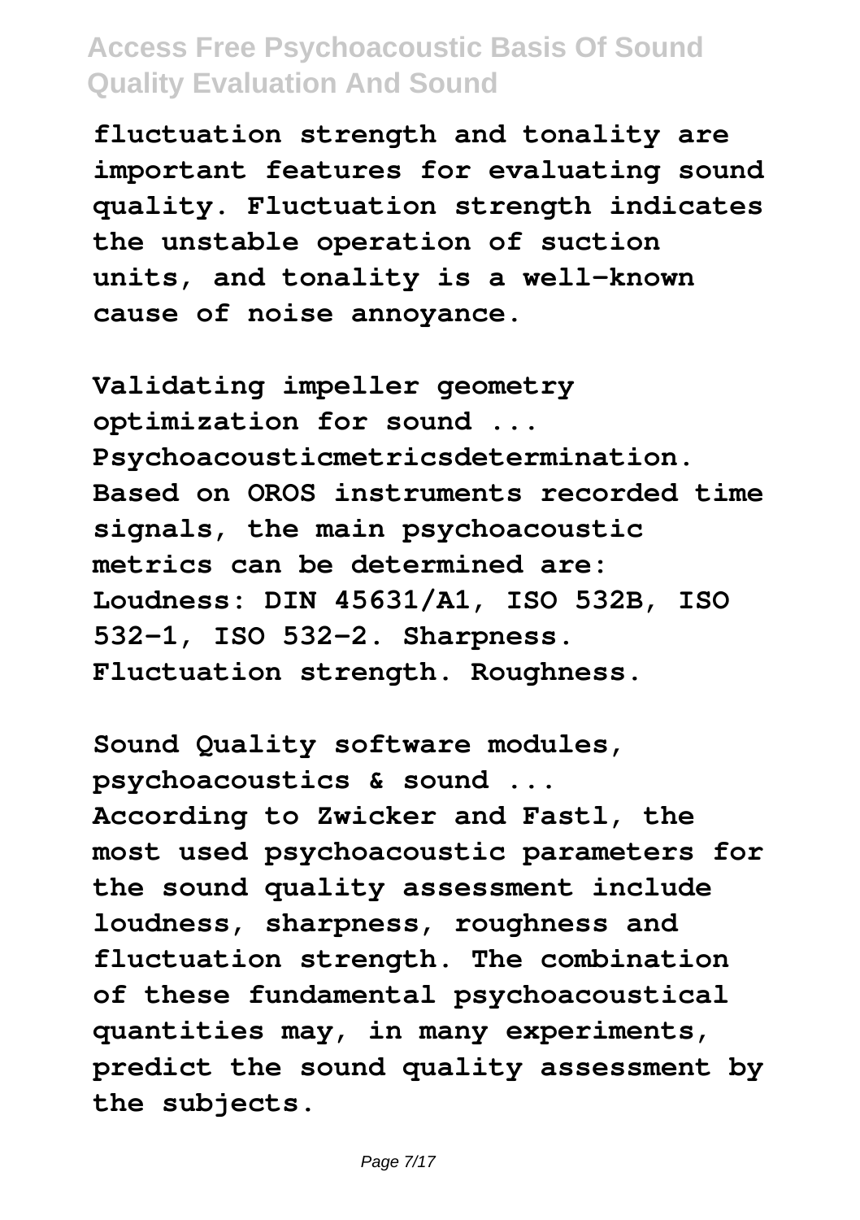fluctuation strength and tonality are important features for evaluating sound quality. Fluctuation strength indicates the unstable operation of suction units, and tonality is a well-known cause of noise annoyance.

Validating impeller geometry optimization for sound ...
Psychoacousticmetricsdetermination. Based on OROS instruments recorded time signals, the main psychoacoustic metrics can be determined are: Loudness: DIN 45631/A1, ISO 532B, ISO 532-1, ISO 532-2. Sharpness. Fluctuation strength. Roughness.

Sound Quality software modules, psychoacoustics & sound ...
According to Zwicker and Fastl, the most used psychoacoustic parameters for the sound quality assessment include loudness, sharpness, roughness and fluctuation strength. The combination of these fundamental psychoacoustical quantities may, in many experiments, predict the sound quality assessment by the subjects.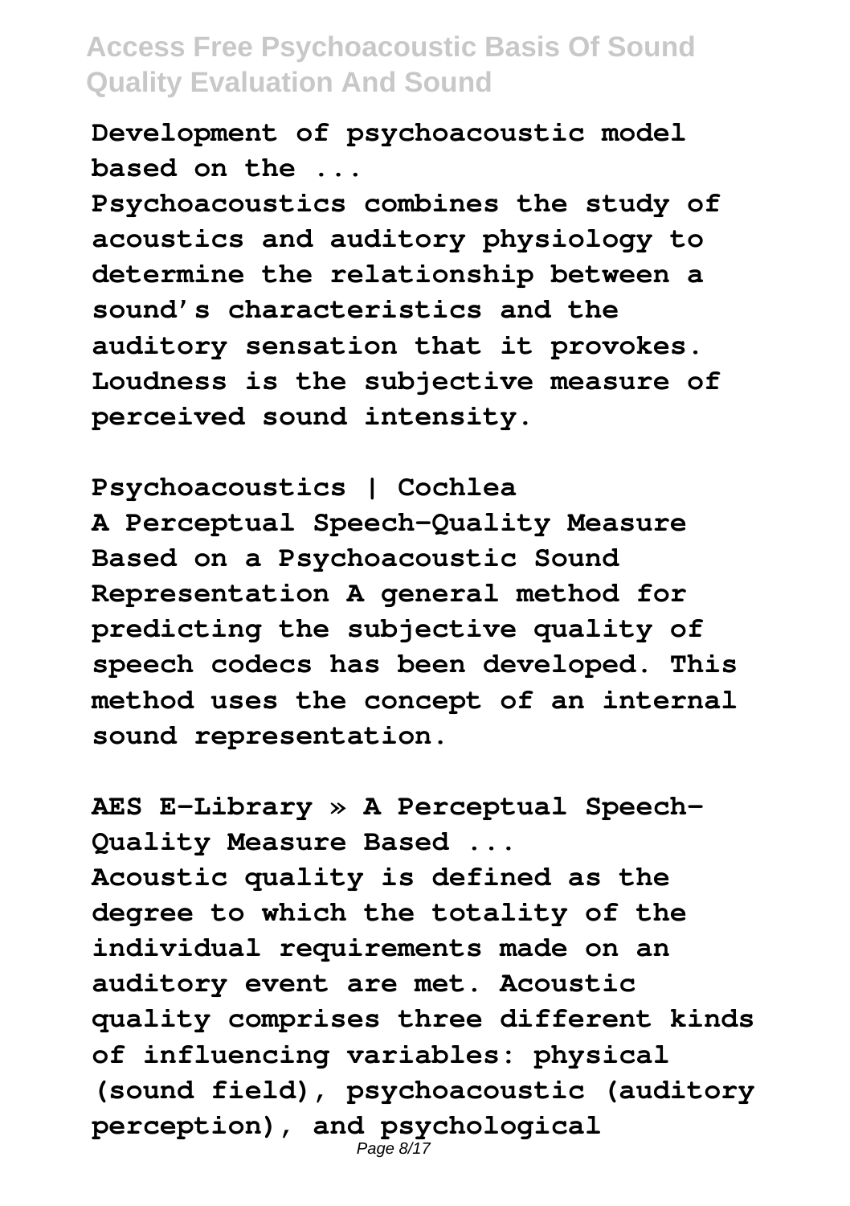**Development of psychoacoustic model based on the ...**

**Psychoacoustics combines the study of acoustics and auditory physiology to determine the relationship between a sound's characteristics and the auditory sensation that it provokes. Loudness is the subjective measure of perceived sound intensity.**

**Psychoacoustics | Cochlea**

**A Perceptual Speech-Quality Measure Based on a Psychoacoustic Sound Representation A general method for predicting the subjective quality of speech codecs has been developed. This method uses the concept of an internal sound representation.**

**AES E-Library » A Perceptual Speech-Quality Measure Based ...**

**Acoustic quality is defined as the degree to which the totality of the individual requirements made on an auditory event are met. Acoustic quality comprises three different kinds of influencing variables: physical (sound field), psychoacoustic (auditory perception), and psychological**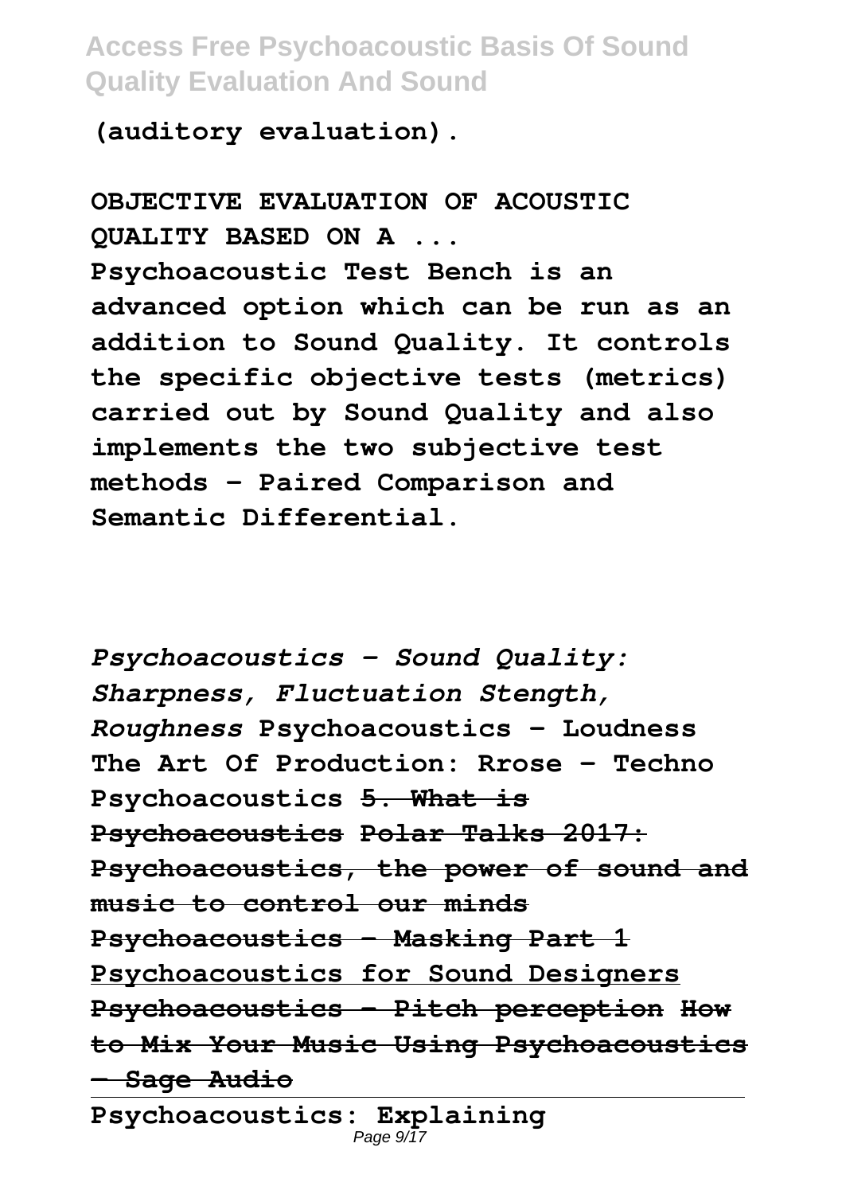**(auditory evaluation).**

**OBJECTIVE EVALUATION OF ACOUSTIC QUALITY BASED ON A ...**

**Psychoacoustic Test Bench is an advanced option which can be run as an addition to Sound Quality. It controls the specific objective tests (metrics) carried out by Sound Quality and also implements the two subjective test methods – Paired Comparison and Semantic Differential.**

***Psychoacoustics - Sound Quality: Sharpness, Fluctuation Stength, Roughness*** **Psychoacoustics - Loudness The Art Of Production: Rrose - Techno Psychoacoustics** **~~5. What is Psychoacoustics~~** **~~Polar Talks 2017: Psychoacoustics, the power of sound and music to control our minds~~** **~~Psychoacoustics - Masking Part 1~~** **~~Psychoacoustics for Sound Designers~~** **~~Psychoacoustics - Pitch perception~~** **~~How to Mix Your Music Using Psychoacoustics — Sage Audio~~**

**Psychoacoustics: Explaining**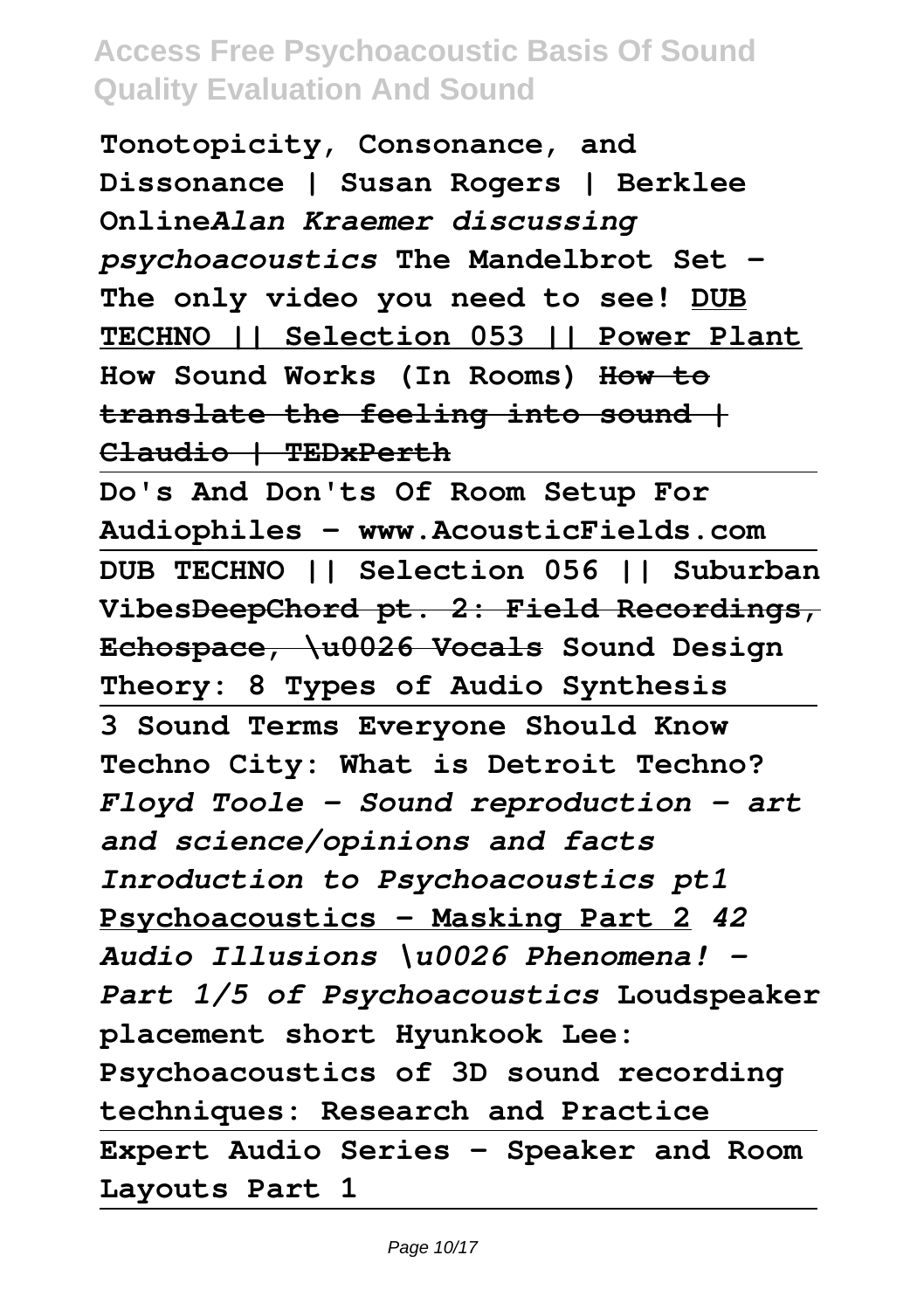**Tonotopicity, Consonance, and Dissonance | Susan Rogers | Berklee Online***Alan Kraemer discussing psychoacoustics* **The Mandelbrot Set - The only video you need to see!** **DUB TECHNO || Selection 053 || Power Plant** **How Sound Works (In Rooms)** ~~**How to translate the feeling into sound | Claudio | TEDxPerth**~~

**Do's And Don'ts Of Room Setup For Audiophiles - www.AcousticFields.com**

**DUB TECHNO || Selection 056 || Suburban Vibes**~~**DeepChord pt. 2: Field Recordings, Echospace, \u0026 Vocals**~~ **Sound Design Theory: 8 Types of Audio Synthesis**

**3 Sound Terms Everyone Should Know** **Techno City: What is Detroit Techno?** ***Floyd Toole - Sound reproduction - art and science/opinions and facts*** ***Inroduction to Psychoacoustics pt1*** **Psychoacoustics - Masking Part 2** ***42 Audio Illusions \u0026 Phenomena! - Part 1/5 of Psychoacoustics*** **Loudspeaker placement short** **Hyunkook Lee: Psychoacoustics of 3D sound recording techniques: Research and Practice**

**Expert Audio Series - Speaker and Room Layouts Part 1**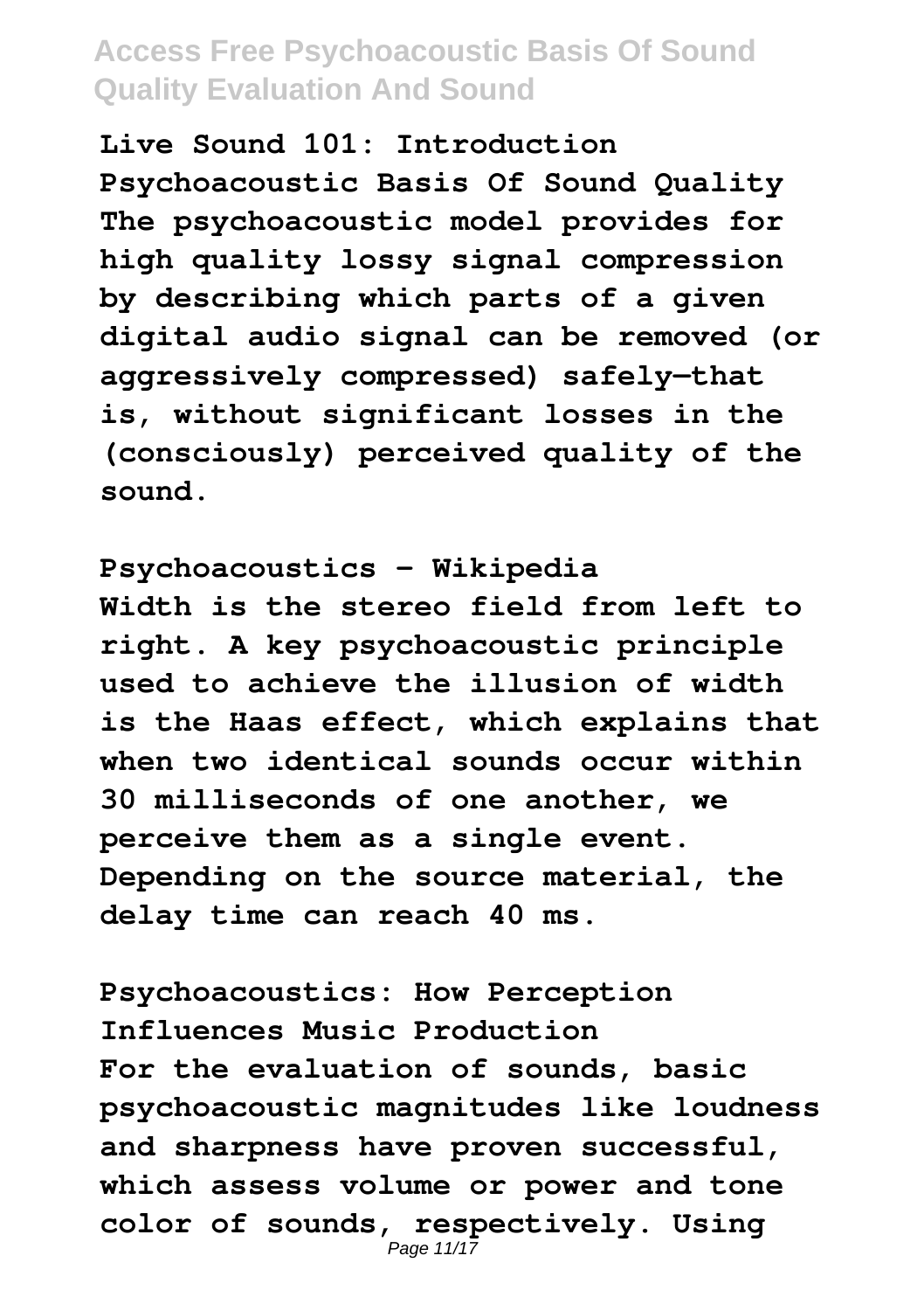**Live Sound 101: Introduction**

**Psychoacoustic Basis Of Sound Quality**

**The psychoacoustic model provides for high quality lossy signal compression by describing which parts of a given digital audio signal can be removed (or aggressively compressed) safely—that is, without significant losses in the (consciously) perceived quality of the sound.**

**Psychoacoustics - Wikipedia**

**Width is the stereo field from left to right. A key psychoacoustic principle used to achieve the illusion of width is the Haas effect, which explains that when two identical sounds occur within 30 milliseconds of one another, we perceive them as a single event. Depending on the source material, the delay time can reach 40 ms.**

**Psychoacoustics: How Perception Influences Music Production**

**For the evaluation of sounds, basic psychoacoustic magnitudes like loudness and sharpness have proven successful, which assess volume or power and tone color of sounds, respectively. Using**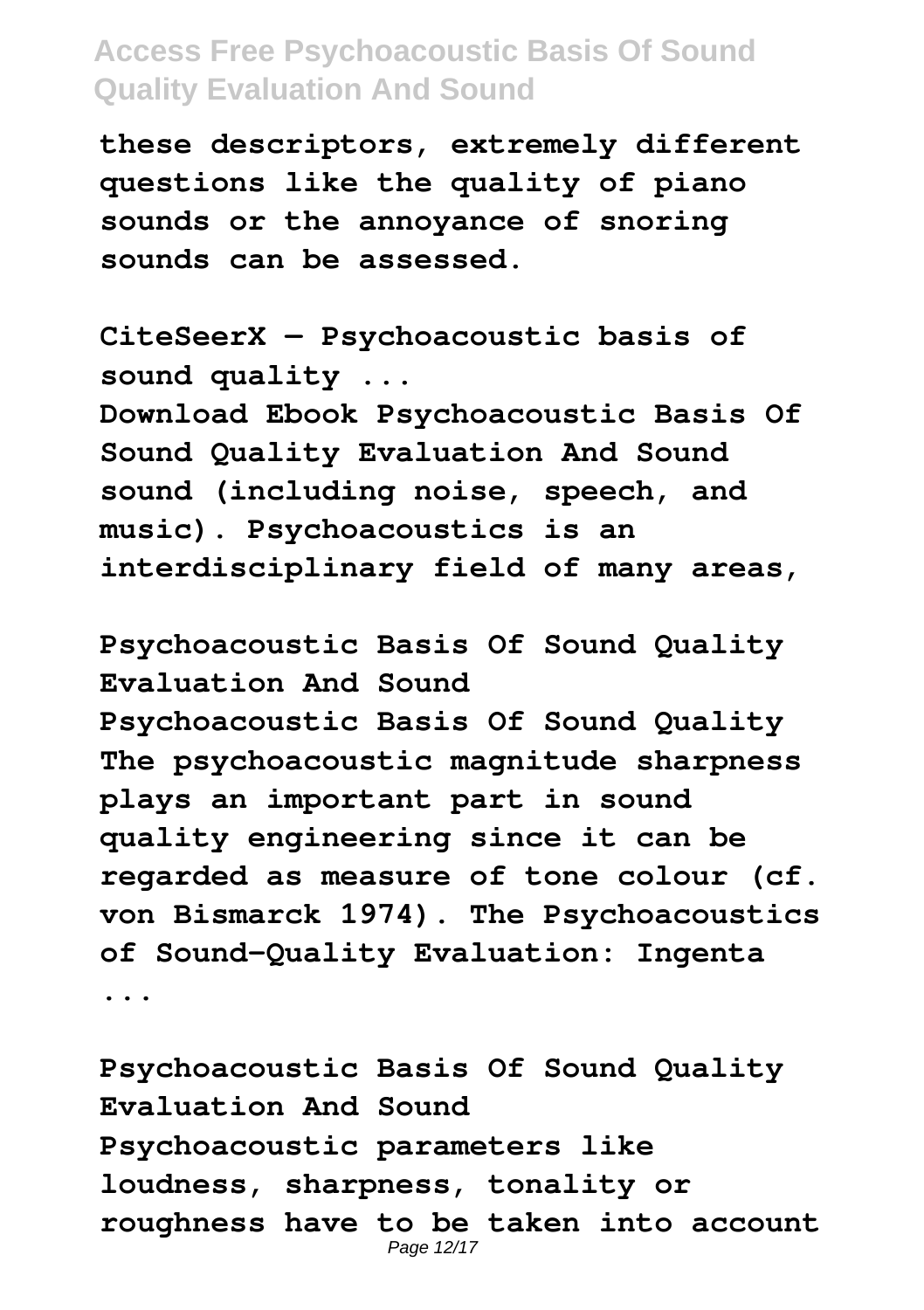these descriptors, extremely different questions like the quality of piano sounds or the annoyance of snoring sounds can be assessed.

**CiteSeerX — Psychoacoustic basis of sound quality ...**

Download Ebook Psychoacoustic Basis Of Sound Quality Evaluation And Sound sound (including noise, speech, and music). Psychoacoustics is an interdisciplinary field of many areas,

**Psychoacoustic Basis Of Sound Quality Evaluation And Sound**

Psychoacoustic Basis Of Sound Quality The psychoacoustic magnitude sharpness plays an important part in sound quality engineering since it can be regarded as measure of tone colour (cf. von Bismarck 1974). The Psychoacoustics of Sound-Quality Evaluation: Ingenta ...

**Psychoacoustic Basis Of Sound Quality Evaluation And Sound**

Psychoacoustic parameters like loudness, sharpness, tonality or roughness have to be taken into account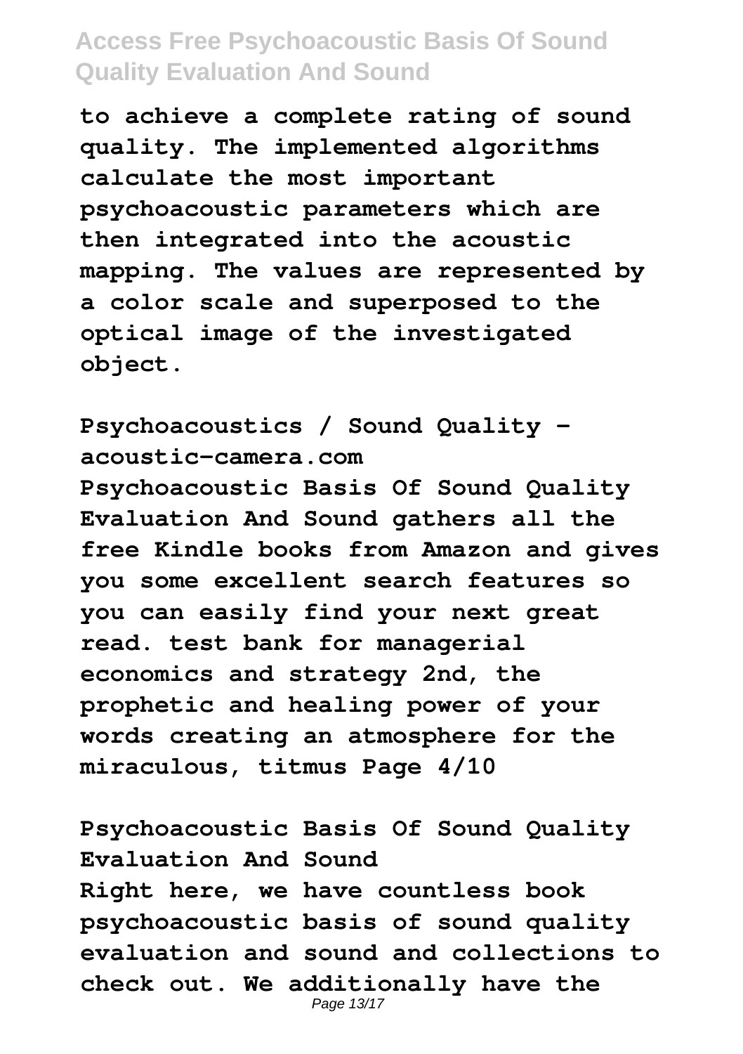to achieve a complete rating of sound quality. The implemented algorithms calculate the most important psychoacoustic parameters which are then integrated into the acoustic mapping. The values are represented by a color scale and superposed to the optical image of the investigated object.

**Psychoacoustics / Sound Quality - acoustic-camera.com**

Psychoacoustic Basis Of Sound Quality Evaluation And Sound gathers all the free Kindle books from Amazon and gives you some excellent search features so you can easily find your next great read. test bank for managerial economics and strategy 2nd, the prophetic and healing power of your words creating an atmosphere for the miraculous, titmus Page 4/10

**Psychoacoustic Basis Of Sound Quality Evaluation And Sound**

Right here, we have countless book psychoacoustic basis of sound quality evaluation and sound and collections to check out. We additionally have the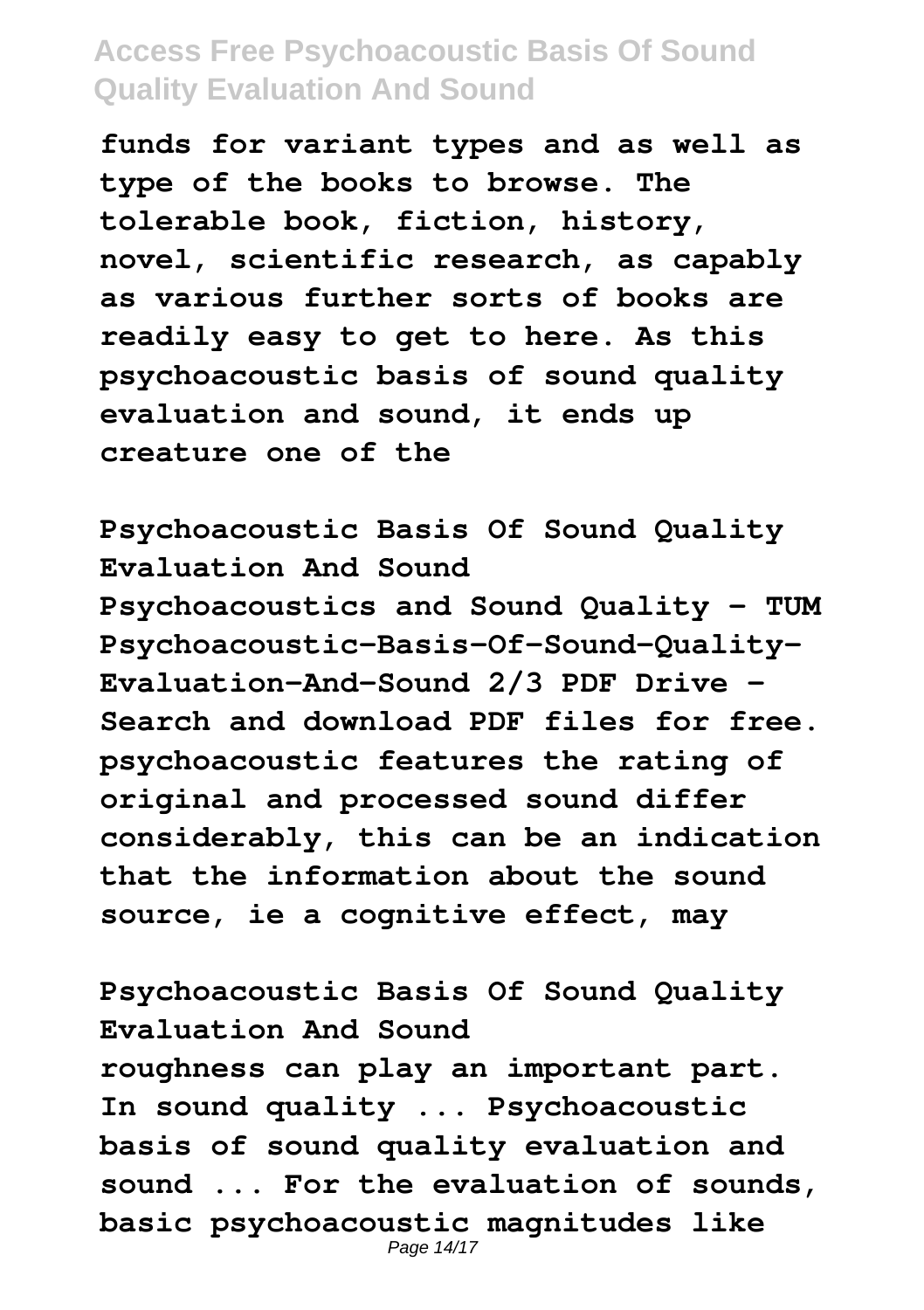funds for variant types and as well as type of the books to browse. The tolerable book, fiction, history, novel, scientific research, as capably as various further sorts of books are readily easy to get to here. As this psychoacoustic basis of sound quality evaluation and sound, it ends up creature one of the

**Psychoacoustic Basis Of Sound Quality Evaluation And Sound**

Psychoacoustics and Sound Quality - TUM Psychoacoustic-Basis-Of-Sound-Quality-Evaluation-And-Sound 2/3 PDF Drive - Search and download PDF files for free. psychoacoustic features the rating of original and processed sound differ considerably, this can be an indication that the information about the sound source, ie a cognitive effect, may

**Psychoacoustic Basis Of Sound Quality Evaluation And Sound**

roughness can play an important part. In sound quality ... Psychoacoustic basis of sound quality evaluation and sound ... For the evaluation of sounds, basic psychoacoustic magnitudes like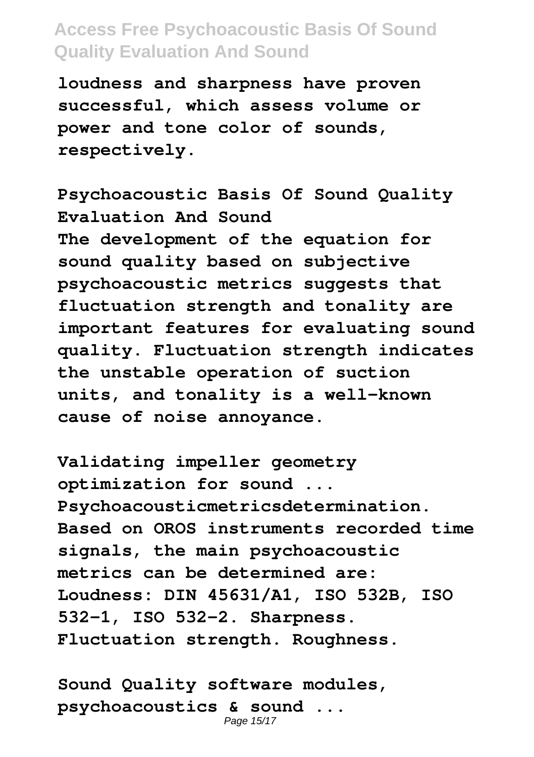loudness and sharpness have proven successful, which assess volume or power and tone color of sounds, respectively.

**Psychoacoustic Basis Of Sound Quality Evaluation And Sound**

The development of the equation for sound quality based on subjective psychoacoustic metrics suggests that fluctuation strength and tonality are important features for evaluating sound quality. Fluctuation strength indicates the unstable operation of suction units, and tonality is a well-known cause of noise annoyance.

**Validating impeller geometry optimization for sound ...**

Psychoacousticmetricsdetermination. Based on OROS instruments recorded time signals, the main psychoacoustic metrics can be determined are: Loudness: DIN 45631/A1, ISO 532B, ISO 532-1, ISO 532-2. Sharpness. Fluctuation strength. Roughness.

**Sound Quality software modules, psychoacoustics & sound ...**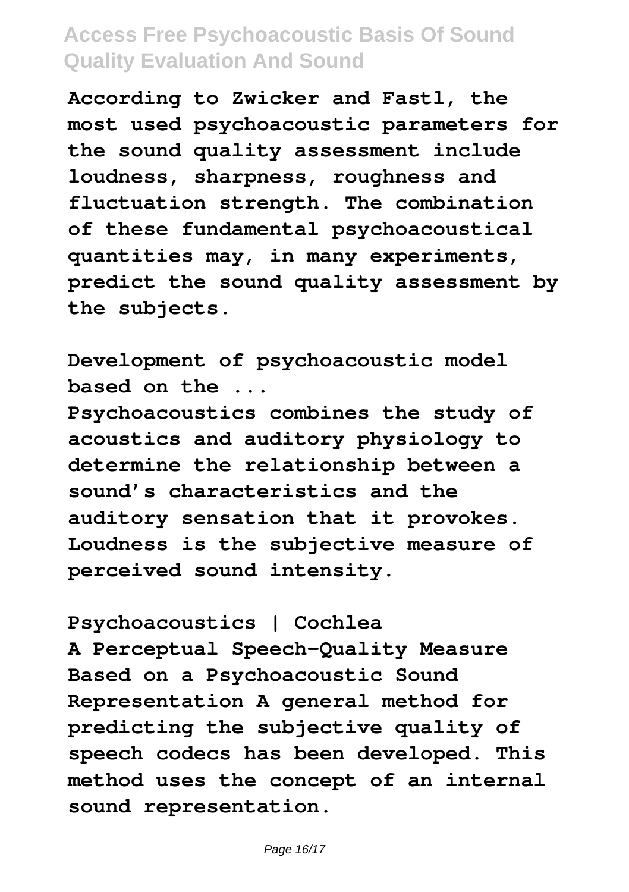According to Zwicker and Fastl, the most used psychoacoustic parameters for the sound quality assessment include loudness, sharpness, roughness and fluctuation strength. The combination of these fundamental psychoacoustical quantities may, in many experiments, predict the sound quality assessment by the subjects.

**Development of psychoacoustic model based on the ...**

Psychoacoustics combines the study of acoustics and auditory physiology to determine the relationship between a sound's characteristics and the auditory sensation that it provokes. Loudness is the subjective measure of perceived sound intensity.

**Psychoacoustics | Cochlea**

A Perceptual Speech-Quality Measure Based on a Psychoacoustic Sound Representation A general method for predicting the subjective quality of speech codecs has been developed. This method uses the concept of an internal sound representation.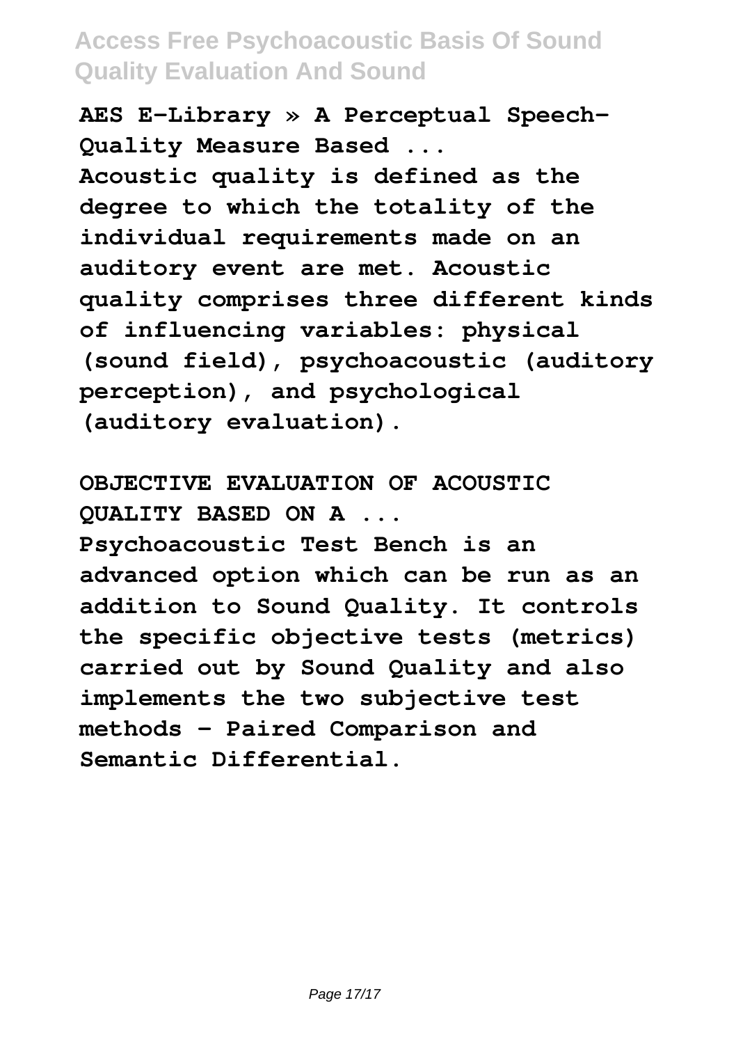**AES E-Library » A Perceptual Speech-Quality Measure Based ...**

**Acoustic quality is defined as the degree to which the totality of the individual requirements made on an auditory event are met. Acoustic quality comprises three different kinds of influencing variables: physical (sound field), psychoacoustic (auditory perception), and psychological (auditory evaluation).**

**OBJECTIVE EVALUATION OF ACOUSTIC QUALITY BASED ON A ...**

**Psychoacoustic Test Bench is an advanced option which can be run as an addition to Sound Quality. It controls the specific objective tests (metrics) carried out by Sound Quality and also implements the two subjective test methods - Paired Comparison and Semantic Differential.**